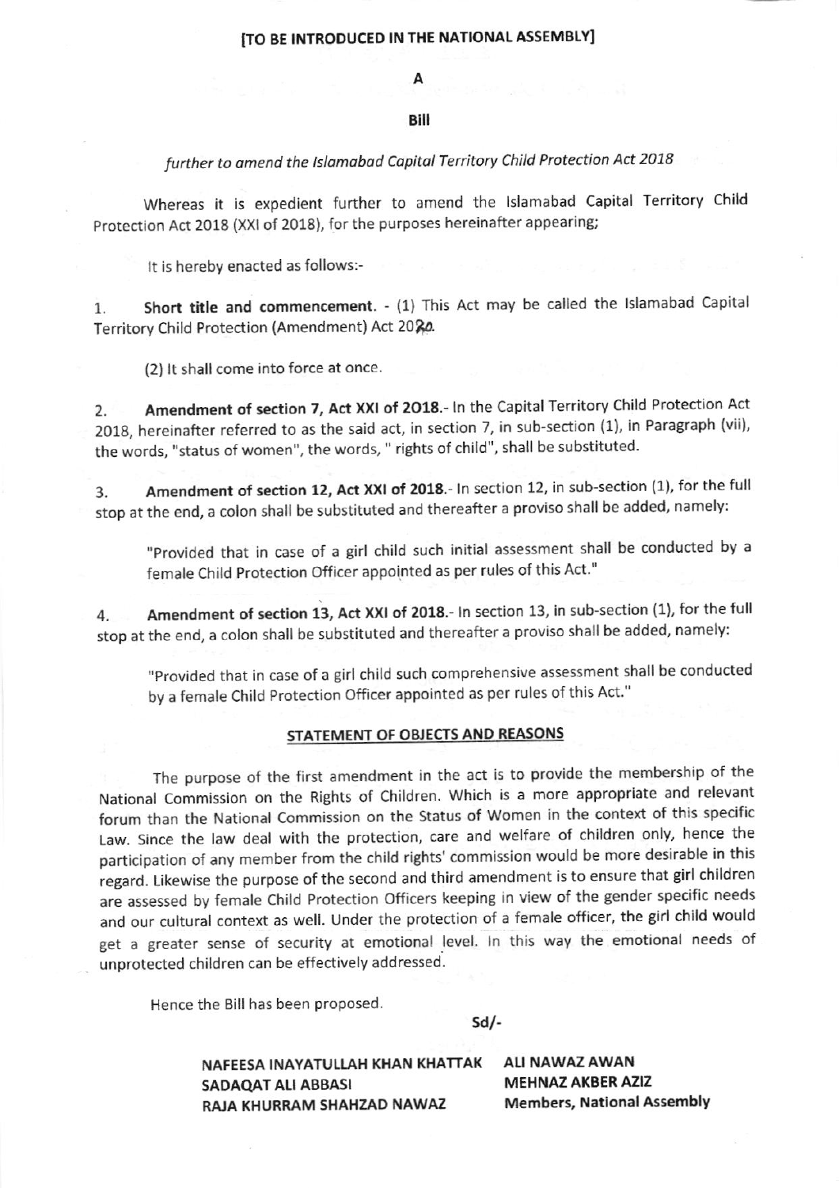**[TO BE INTRODUCED IN THE NATIONAL ASSEMBLY]**

**A**

**Bill**

*further to amend the Islamabad Capital Territory Child Protection Act 2018*

Whereas it is expedient further to amend the Islamabad Capital Territory Child Protection Act 2018 (XXI of 2018), for the purposes hereinafter appearing;

It is hereby enacted as follows:-

1. **Short title and commencement.** - (1) This Act may be called the Islamabad Capital Territory Child Protection (Amendment) Act 2020.

   (2) It shall come into force at once.

2. **Amendment of section 7, Act XXI of 2018.**- In the Capital Territory Child Protection Act 2018, hereinafter referred to as the said act, in section 7, in sub-section (1), in Paragraph (vii), the words, "status of women", the words, " rights of child", shall be substituted.

3. **Amendment of section 12, Act XXI of 2018.**- In section 12, in sub-section (1), for the full stop at the end, a colon shall be substituted and thereafter a proviso shall be added, namely:

   "Provided that in case of a girl child such initial assessment shall be conducted by a female Child Protection Officer appointed as per rules of this Act."

4. **Amendment of section 13, Act XXI of 2018.**- In section 13, in sub-section (1), for the full stop at the end, a colon shall be substituted and thereafter a proviso shall be added, namely:

   "Provided that in case of a girl child such comprehensive assessment shall be conducted by a female Child Protection Officer appointed as per rules of this Act."

## STATEMENT OF OBJECTS AND REASONS

The purpose of the first amendment in the act is to provide the membership of the National Commission on the Rights of Children. Which is a more appropriate and relevant forum than the National Commission on the Status of Women in the context of this specific Law. Since the law deal with the protection, care and welfare of children only, hence the participation of any member from the child rights' commission would be more desirable in this regard. Likewise the purpose of the second and third amendment is to ensure that girl children are assessed by female Child Protection Officers keeping in view of the gender specific needs and our cultural context as well. Under the protection of a female officer, the girl child would get a greater sense of security at emotional level. In this way the emotional needs of unprotected children can be effectively addressed.

Hence the Bill has been proposed.

Sd/-

**NAFEESA INAYATULLAH KHAN KHATTAK**
**SADAQAT ALI ABBASI**
**RAJA KHURRAM SHAHZAD NAWAZ**
**ALI NAWAZ AWAN**
**MEHNAZ AKBER AZIZ**
**Members, National Assembly**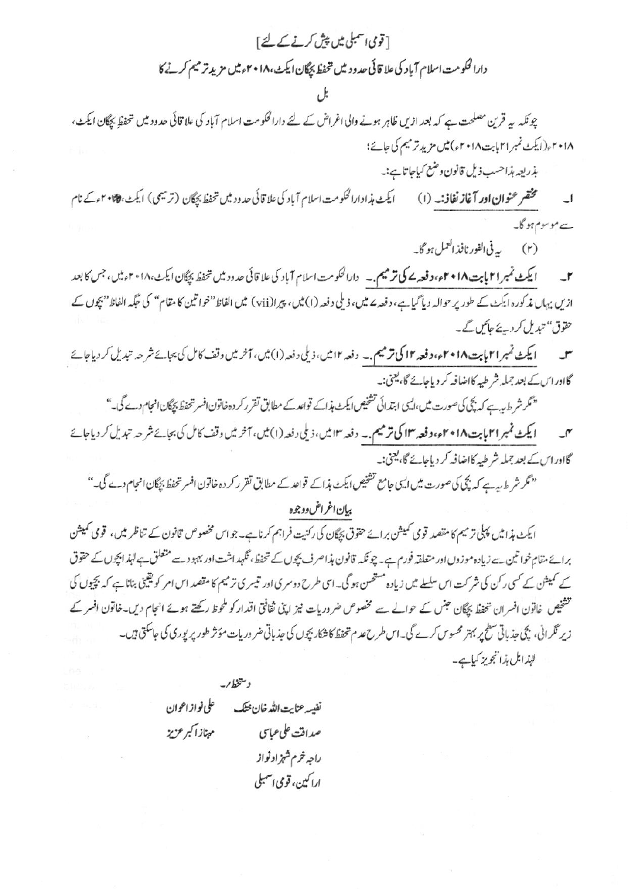[قومی اسمبلی میں پیش کرنے کے لئے]

# دارالحکومت اسلام آباد کی علاقائی حدود میں تحفظ بچگان ایکٹ، ۲۰۱۸ء میں مزید ترمیم کرنے کا

# بل

چونکہ یہ قرین مصلحت ہے کہ بعد ازیں ظاہر ہونے والی اغراض کے لئے دارالحکومت اسلام آباد کی علاقائی حدود میں تحفظِ بچگان ایکٹ، ۲۰۱۸ء (ایکٹ نمبر ۲۱ بابت ۲۰۱۸ء) میں مزید ترمیم کی جائے؛

بذریعہ ہذا حسب ذیل قانون وضع کیا جاتا ہے:-

۱۔ **مختصر عنوان اور آغاز نفاذ۔** (۱) ایکٹ ہذا دارالحکومت اسلام آباد کی علاقائی حدود میں تحفظ بچگان (ترمیمی) ایکٹ، ۲۰۲۰ء کے نام سے موسوم ہو گا۔

(۲) یہ فی الفور نافذ العمل ہو گا۔

۲۔ **ایکٹ نمبر ۲۱ بابت ۲۰۱۸ء، دفعہ ۷ کی ترمیم۔** دارالحکومت اسلام آباد کی علاقائی حدود میں تحفظ بچگان ایکٹ، ۲۰۱۸ء میں، جس کا بعد ازیں یہاں مذکورہ ایکٹ کے طور پر حوالہ دیا گیا ہے، دفعہ ۷ میں، ذیلی دفعہ (۱) میں، پیرا (vii) میں الفاظ "خواتین کا مقام" کی جگہ الفاظ "بچوں کے حقوق" تبدیل کر دیئے جائیں گے۔

۳۔ **ایکٹ نمبر ۲۱ بابت ۲۰۱۸ء، دفعہ ۱۲ کی ترمیم۔** دفعہ ۱۲ میں، ذیلی دفعہ (۱) میں، آخر میں وقف کامل کی بجائے شرحہ تبدیل کر دیا جائے گا اور اس کے بعد جملہ شرطیہ کا اضافہ کر دیا جائے گا، یعنی:-

"مگر شرط یہ ہے کہ بچی کی صورت میں، ایسی ابتدائی تشخیص ایکٹ ہذا کے قواعد کے مطابق تقرر کردہ خاتون افسر تحفظ بچگان انجام دے گی۔"

۴۔ **ایکٹ نمبر ۲۱ بابت ۲۰۱۸ء، دفعہ ۱۳ کی ترمیم۔** دفعہ ۱۳ میں، ذیلی دفعہ (۱) میں، آخر میں وقف کامل کی بجائے شرحہ تبدیل کر دیا جائے گا اور اس کے بعد جملہ شرطیہ کا اضافہ کر دیا جائے گا، یعنی:-

"مگر شرط یہ ہے کہ بچی کی صورت میں ایسی جامع تشخیص ایکٹ ہذا کے قواعد کے مطابق تقرر کردہ خاتون افسر تحفظ بچگان انجام دے گی۔"

## بیان اغراض و وجوہ

ایکٹ ہذا میں پہلی ترمیم کا مقصد قومی کمیشن برائے حقوق بچگان کی رکنیت فراہم کرنا ہے۔ جو اس مخصوص قانون کے تناظر میں، قومی کمیشن برائے مقام خواتین سے زیادہ موزوں اور متعلقہ فورم ہے۔ چونکہ قانون ہذا صرف بچوں کے تحفظ، نگہداشت اور بہبود سے متعلق ہے لہذا بچوں کے حقوق کے کمیشن کے کسی رکن کی شرکت اس سلسلے میں زیادہ مستحسن ہو گی۔ اسی طرح دوسری اور تیسری ترمیم کا مقصد اس امر کو یقینی بنانا ہے کہ بچیوں کی تشخیص خاتون افسران تحفظ بچگان جنس کے حوالے سے مخصوص ضروریات نیز اپنی ثقافتی اقدار کو ملحوظ رکھتے ہوئے انجام دیں۔ خاتون افسر کے زیر نگرانی، بچی جذباتی سطح پر بہتر محسوس کرے گی۔ اس طرح عدم تحفظ کا شکار بچوں کی جذباتی ضروریات مؤثر طور پر پوری کی جاسکتی ہیں۔

لہذا بل ہذا تجویز کیا ہے۔

دستخط/-

نفیسہ عنایت اللہ خان خٹک &nbsp;&nbsp;&nbsp; علی نواز اعوان

صداقت علی عباسی &nbsp;&nbsp;&nbsp; مہناز اکبر عزیز

راجہ خرم شہزاد نواز

اراکین، قومی اسمبلی